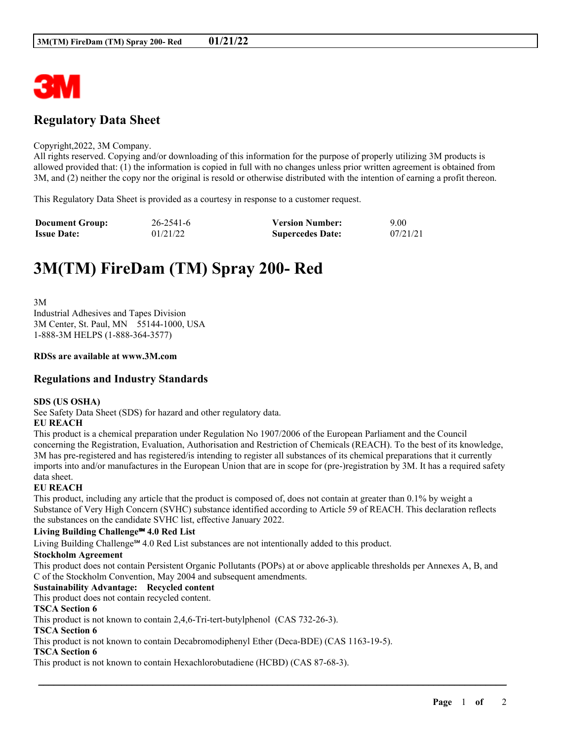## Regulatory Data Sheet

Copyright,2022, 3M Company.
All rights reserved. Copying and/or downloading of this information for the purpose of properly utilizing 3M products is allowed provided that: (1) the information is copied in full with no changes unless prior written agreement is obtained from 3M, and (2) neither the copy nor the original is resold or otherwise distributed with the intention of earning a profit thereon.

This Regulatory Data Sheet is provided as a courtesy in response to a customer request.

| | | | |
|---|---|---|---|
| **Document Group:** | 26-2541-6 | **Version Number:** | 9.00 |
| **Issue Date:** | 01/21/22 | **Supercedes Date:** | 07/21/21 |

# 3M(TM) FireDam (TM) Spray 200- Red

3M
Industrial Adhesives and Tapes Division
3M Center, St. Paul, MN 55144-1000, USA
1-888-3M HELPS (1-888-364-3577)

**RDSs are available at www.3M.com**

## Regulations and Industry Standards

**SDS (US OSHA)**
See Safety Data Sheet (SDS) for hazard and other regulatory data.

**EU REACH**
This product is a chemical preparation under Regulation No 1907/2006 of the European Parliament and the Council concerning the Registration, Evaluation, Authorisation and Restriction of Chemicals (REACH). To the best of its knowledge, 3M has pre-registered and has registered/is intending to register all substances of its chemical preparations that it currently imports into and/or manufactures in the European Union that are in scope for (pre-)registration by 3M. It has a required safety data sheet.

**EU REACH**
This product, including any article that the product is composed of, does not contain at greater than 0.1% by weight a Substance of Very High Concern (SVHC) substance identified according to Article 59 of REACH. This declaration reflects the substances on the candidate SVHC list, effective January 2022.

**Living Building Challenge℠ 4.0 Red List**
Living Building Challenge℠ 4.0 Red List substances are not intentionally added to this product.

**Stockholm Agreement**
This product does not contain Persistent Organic Pollutants (POPs) at or above applicable thresholds per Annexes A, B, and C of the Stockholm Convention, May 2004 and subsequent amendments.

**Sustainability Advantage: Recycled content**
This product does not contain recycled content.

**TSCA Section 6**
This product is not known to contain 2,4,6-Tri-tert-butylphenol (CAS 732-26-3).

**TSCA Section 6**
This product is not known to contain Decabromodiphenyl Ether (Deca-BDE) (CAS 1163-19-5).

**TSCA Section 6**
This product is not known to contain Hexachlorobutadiene (HCBD) (CAS 87-68-3).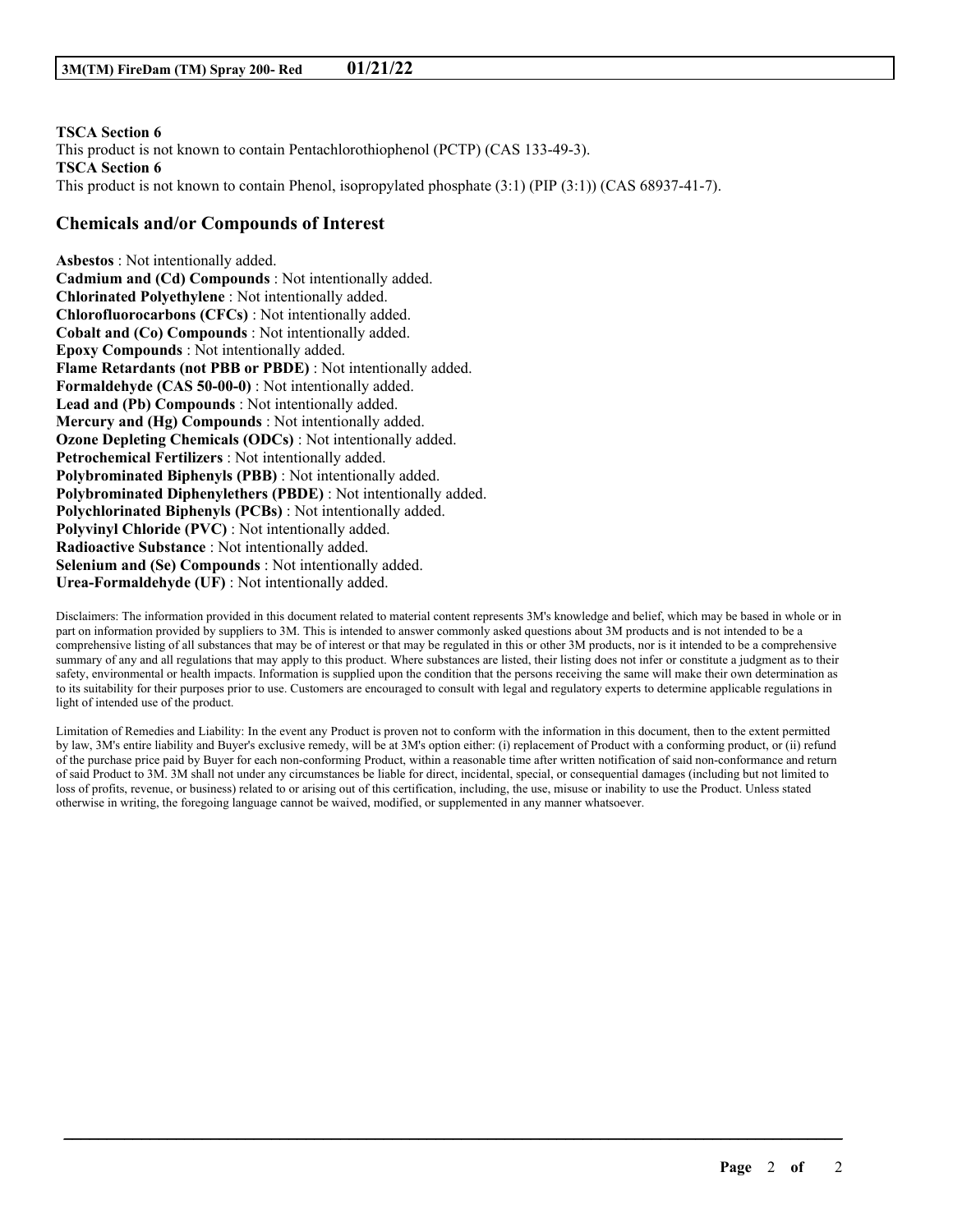**TSCA Section 6**

This product is not known to contain Pentachlorothiophenol (PCTP) (CAS 133-49-3).

**TSCA Section 6**

This product is not known to contain Phenol, isopropylated phosphate (3:1) (PIP (3:1)) (CAS 68937-41-7).

## Chemicals and/or Compounds of Interest

**Asbestos** : Not intentionally added.
**Cadmium and (Cd) Compounds** : Not intentionally added.
**Chlorinated Polyethylene** : Not intentionally added.
**Chlorofluorocarbons (CFCs)** : Not intentionally added.
**Cobalt and (Co) Compounds** : Not intentionally added.
**Epoxy Compounds** : Not intentionally added.
**Flame Retardants (not PBB or PBDE)** : Not intentionally added.
**Formaldehyde (CAS 50-00-0)** : Not intentionally added.
**Lead and (Pb) Compounds** : Not intentionally added.
**Mercury and (Hg) Compounds** : Not intentionally added.
**Ozone Depleting Chemicals (ODCs)** : Not intentionally added.
**Petrochemical Fertilizers** : Not intentionally added.
**Polybrominated Biphenyls (PBB)** : Not intentionally added.
**Polybrominated Diphenylethers (PBDE)** : Not intentionally added.
**Polychlorinated Biphenyls (PCBs)** : Not intentionally added.
**Polyvinyl Chloride (PVC)** : Not intentionally added.
**Radioactive Substance** : Not intentionally added.
**Selenium and (Se) Compounds** : Not intentionally added.
**Urea-Formaldehyde (UF)** : Not intentionally added.

Disclaimers: The information provided in this document related to material content represents 3M's knowledge and belief, which may be based in whole or in part on information provided by suppliers to 3M. This is intended to answer commonly asked questions about 3M products and is not intended to be a comprehensive listing of all substances that may be of interest or that may be regulated in this or other 3M products, nor is it intended to be a comprehensive summary of any and all regulations that may apply to this product. Where substances are listed, their listing does not infer or constitute a judgment as to their safety, environmental or health impacts. Information is supplied upon the condition that the persons receiving the same will make their own determination as to its suitability for their purposes prior to use. Customers are encouraged to consult with legal and regulatory experts to determine applicable regulations in light of intended use of the product.

Limitation of Remedies and Liability: In the event any Product is proven not to conform with the information in this document, then to the extent permitted by law, 3M's entire liability and Buyer's exclusive remedy, will be at 3M's option either: (i) replacement of Product with a conforming product, or (ii) refund of the purchase price paid by Buyer for each non-conforming Product, within a reasonable time after written notification of said non-conformance and return of said Product to 3M. 3M shall not under any circumstances be liable for direct, incidental, special, or consequential damages (including but not limited to loss of profits, revenue, or business) related to or arising out of this certification, including, the use, misuse or inability to use the Product. Unless stated otherwise in writing, the foregoing language cannot be waived, modified, or supplemented in any manner whatsoever.